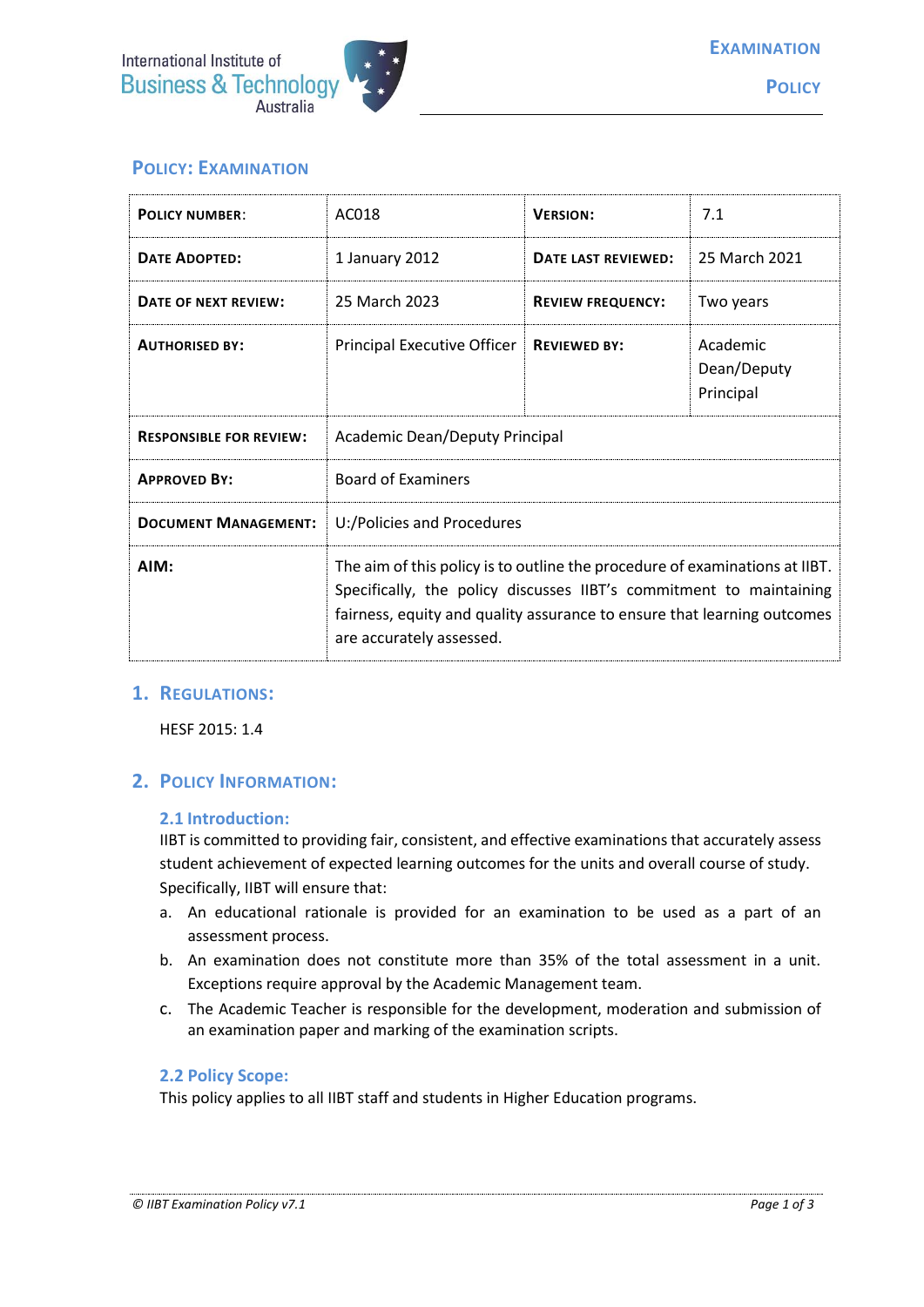# Policy: Examination

| | | | |
|---|---|---|---|
| **Policy Number:** | AC018 | **Version:** | 7.1 |
| **Date Adopted:** | 1 January 2012 | **Date last reviewed:** | 25 March 2021 |
| **Date of next review:** | 25 March 2023 | **Review frequency:** | Two years |
| **Authorised by:** | Principal Executive Officer | **Reviewed by:** | Academic Dean/Deputy Principal |
| **Responsible for review:** | Academic Dean/Deputy Principal | | |
| **Approved By:** | Board of Examiners | | |
| **Document Management:** | U:/Policies and Procedures | | |
| **AIM:** | The aim of this policy is to outline the procedure of examinations at IIBT. Specifically, the policy discusses IIBT's commitment to maintaining fairness, equity and quality assurance to ensure that learning outcomes are accurately assessed. | | |

## 1. Regulations:

HESF 2015: 1.4

## 2. Policy Information:

### 2.1 Introduction:

IIBT is committed to providing fair, consistent, and effective examinations that accurately assess student achievement of expected learning outcomes for the units and overall course of study. Specifically, IIBT will ensure that:

a. An educational rationale is provided for an examination to be used as a part of an assessment process.

b. An examination does not constitute more than 35% of the total assessment in a unit. Exceptions require approval by the Academic Management team.

c. The Academic Teacher is responsible for the development, moderation and submission of an examination paper and marking of the examination scripts.

### 2.2 Policy Scope:

This policy applies to all IIBT staff and students in Higher Education programs.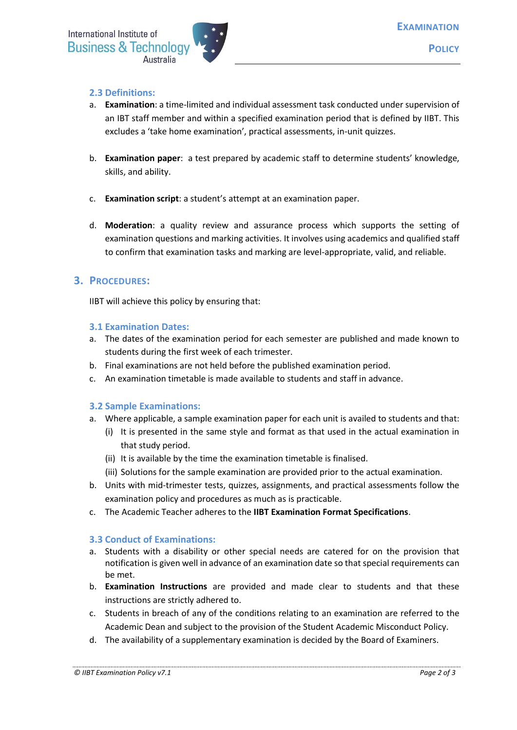### 2.3 Definitions:

a. **Examination**: a time-limited and individual assessment task conducted under supervision of an IBT staff member and within a specified examination period that is defined by IIBT. This excludes a 'take home examination', practical assessments, in-unit quizzes.

b. **Examination paper**: a test prepared by academic staff to determine students' knowledge, skills, and ability.

c. **Examination script**: a student's attempt at an examination paper.

d. **Moderation**: a quality review and assurance process which supports the setting of examination questions and marking activities. It involves using academics and qualified staff to confirm that examination tasks and marking are level-appropriate, valid, and reliable.

## 3. Procedures:

IIBT will achieve this policy by ensuring that:

### 3.1 Examination Dates:

a. The dates of the examination period for each semester are published and made known to students during the first week of each trimester.
b. Final examinations are not held before the published examination period.
c. An examination timetable is made available to students and staff in advance.

### 3.2 Sample Examinations:

a. Where applicable, a sample examination paper for each unit is availed to students and that:
   (i) It is presented in the same style and format as that used in the actual examination in that study period.
   (ii) It is available by the time the examination timetable is finalised.
   (iii) Solutions for the sample examination are provided prior to the actual examination.
b. Units with mid-trimester tests, quizzes, assignments, and practical assessments follow the examination policy and procedures as much as is practicable.
c. The Academic Teacher adheres to the **IIBT Examination Format Specifications**.

### 3.3 Conduct of Examinations:

a. Students with a disability or other special needs are catered for on the provision that notification is given well in advance of an examination date so that special requirements can be met.
b. **Examination Instructions** are provided and made clear to students and that these instructions are strictly adhered to.
c. Students in breach of any of the conditions relating to an examination are referred to the Academic Dean and subject to the provision of the Student Academic Misconduct Policy.
d. The availability of a supplementary examination is decided by the Board of Examiners.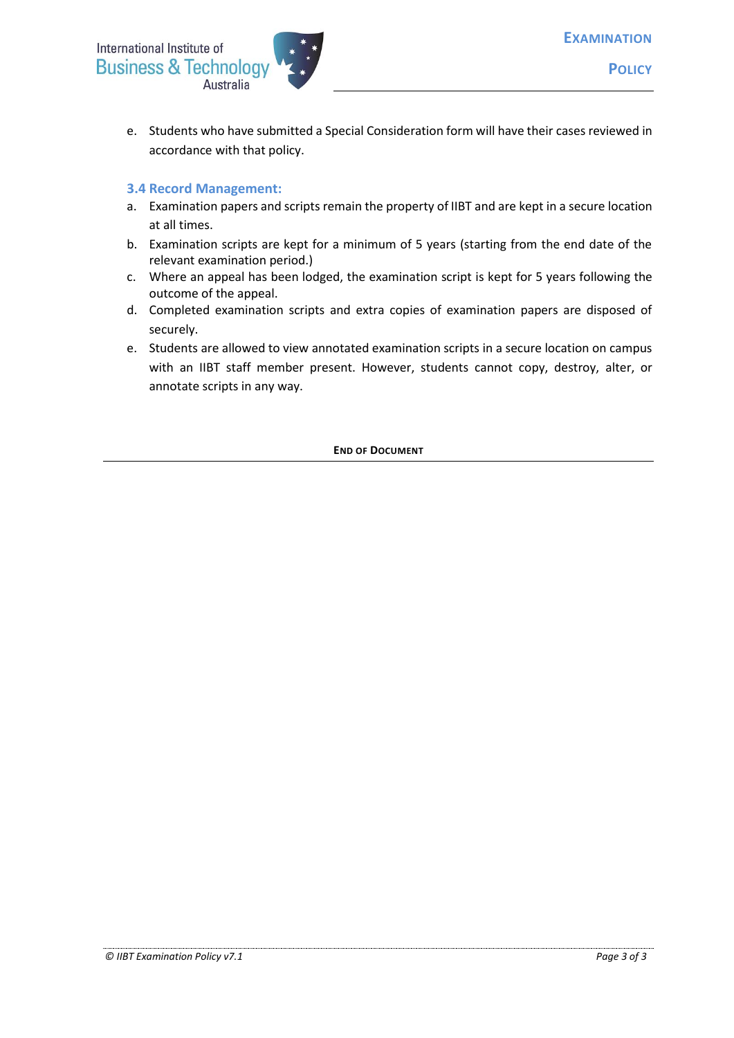e. Students who have submitted a Special Consideration form will have their cases reviewed in accordance with that policy.

### 3.4 Record Management:

a. Examination papers and scripts remain the property of IIBT and are kept in a secure location at all times.
b. Examination scripts are kept for a minimum of 5 years (starting from the end date of the relevant examination period.)
c. Where an appeal has been lodged, the examination script is kept for 5 years following the outcome of the appeal.
d. Completed examination scripts and extra copies of examination papers are disposed of securely.
e. Students are allowed to view annotated examination scripts in a secure location on campus with an IIBT staff member present. However, students cannot copy, destroy, alter, or annotate scripts in any way.

**END OF DOCUMENT**